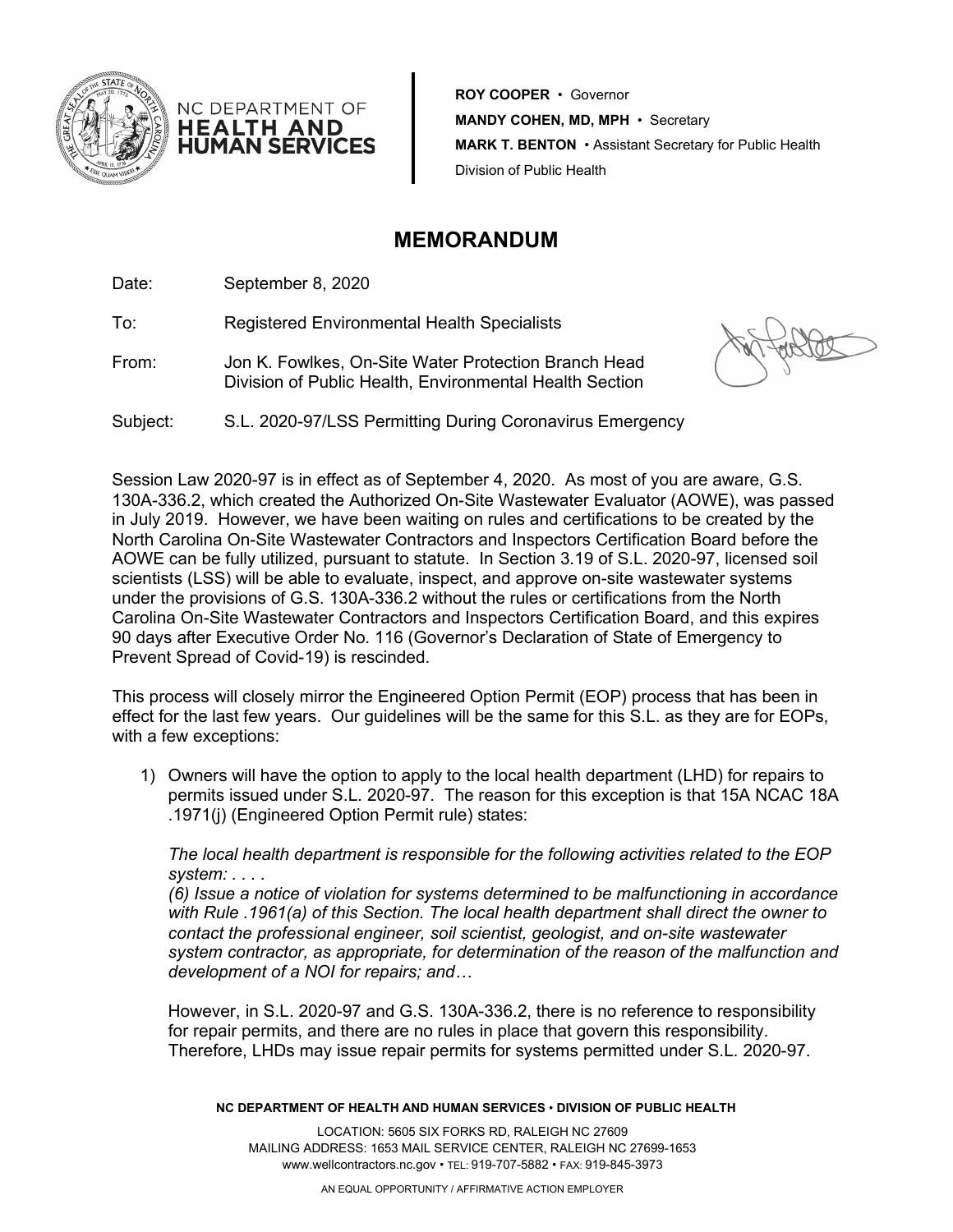NC DEPARTMENT OF **HEALTH AND HUMAN SERVICES**

**ROY COOPER** • Governor
**MANDY COHEN, MD, MPH** • Secretary
**MARK T. BENTON** • Assistant Secretary for Public Health
Division of Public Health

# MEMORANDUM

Date: September 8, 2020

To: Registered Environmental Health Specialists

From: Jon K. Fowlkes, On-Site Water Protection Branch Head
Division of Public Health, Environmental Health Section

Subject: S.L. 2020-97/LSS Permitting During Coronavirus Emergency

Session Law 2020-97 is in effect as of September 4, 2020. As most of you are aware, G.S. 130A-336.2, which created the Authorized On-Site Wastewater Evaluator (AOWE), was passed in July 2019. However, we have been waiting on rules and certifications to be created by the North Carolina On-Site Wastewater Contractors and Inspectors Certification Board before the AOWE can be fully utilized, pursuant to statute. In Section 3.19 of S.L. 2020-97, licensed soil scientists (LSS) will be able to evaluate, inspect, and approve on-site wastewater systems under the provisions of G.S. 130A-336.2 without the rules or certifications from the North Carolina On-Site Wastewater Contractors and Inspectors Certification Board, and this expires 90 days after Executive Order No. 116 (Governor's Declaration of State of Emergency to Prevent Spread of Covid-19) is rescinded.

This process will closely mirror the Engineered Option Permit (EOP) process that has been in effect for the last few years. Our guidelines will be the same for this S.L. as they are for EOPs, with a few exceptions:

1) Owners will have the option to apply to the local health department (LHD) for repairs to permits issued under S.L. 2020-97. The reason for this exception is that 15A NCAC 18A .1971(j) (Engineered Option Permit rule) states:

   *The local health department is responsible for the following activities related to the EOP system: . . . .*
   *(6) Issue a notice of violation for systems determined to be malfunctioning in accordance with Rule .1961(a) of this Section. The local health department shall direct the owner to contact the professional engineer, soil scientist, geologist, and on-site wastewater system contractor, as appropriate, for determination of the reason of the malfunction and development of a NOI for repairs; and…*

   However, in S.L. 2020-97 and G.S. 130A-336.2, there is no reference to responsibility for repair permits, and there are no rules in place that govern this responsibility. Therefore, LHDs may issue repair permits for systems permitted under S.L. 2020-97.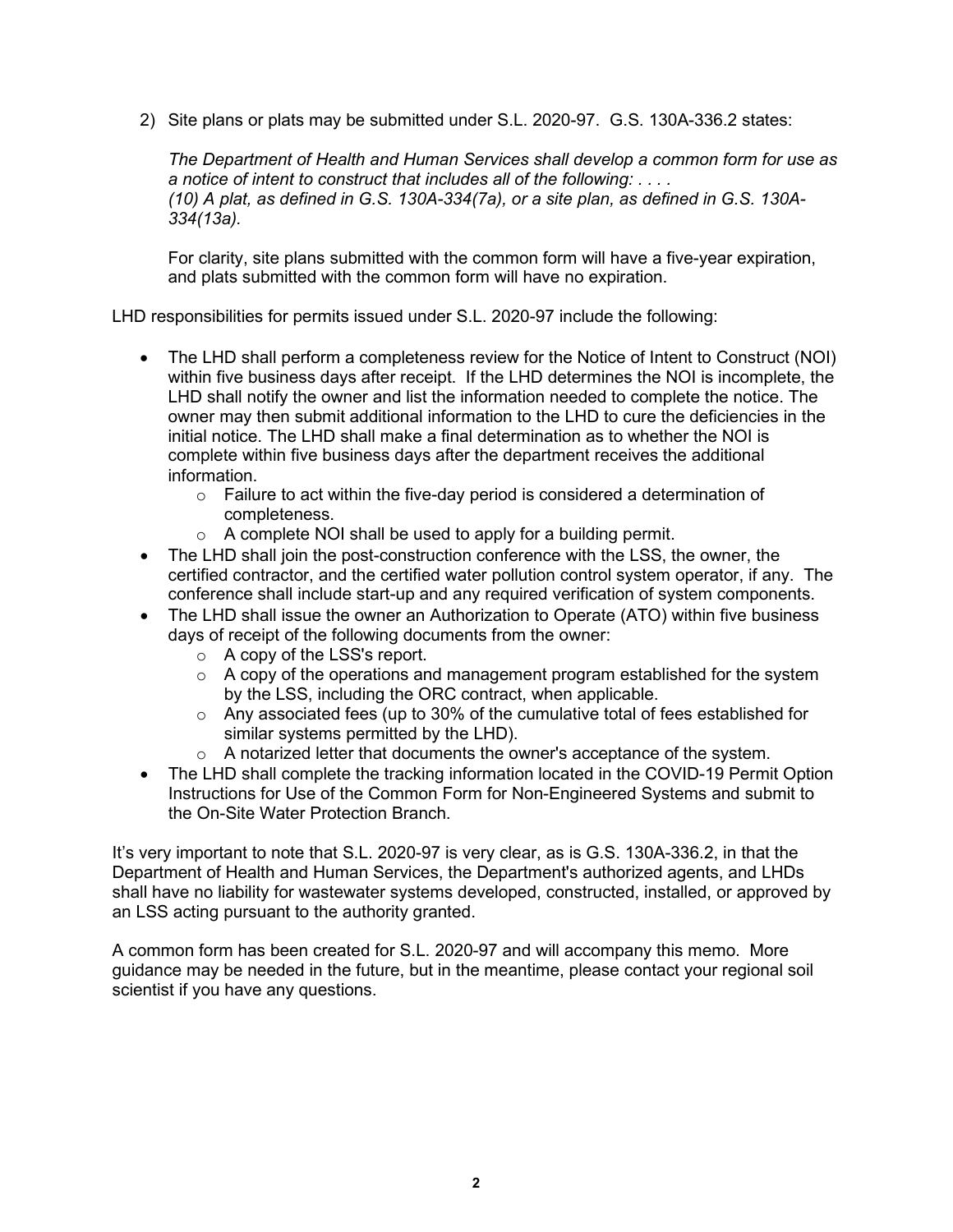2) Site plans or plats may be submitted under S.L. 2020-97. G.S. 130A-336.2 states:

   *The Department of Health and Human Services shall develop a common form for use as a notice of intent to construct that includes all of the following: . . . .*
   *(10) A plat, as defined in G.S. 130A-334(7a), or a site plan, as defined in G.S. 130A-334(13a).*

   For clarity, site plans submitted with the common form will have a five-year expiration, and plats submitted with the common form will have no expiration.

LHD responsibilities for permits issued under S.L. 2020-97 include the following:

- The LHD shall perform a completeness review for the Notice of Intent to Construct (NOI) within five business days after receipt. If the LHD determines the NOI is incomplete, the LHD shall notify the owner and list the information needed to complete the notice. The owner may then submit additional information to the LHD to cure the deficiencies in the initial notice. The LHD shall make a final determination as to whether the NOI is complete within five business days after the department receives the additional information.
  - Failure to act within the five-day period is considered a determination of completeness.
  - A complete NOI shall be used to apply for a building permit.
- The LHD shall join the post-construction conference with the LSS, the owner, the certified contractor, and the certified water pollution control system operator, if any. The conference shall include start-up and any required verification of system components.
- The LHD shall issue the owner an Authorization to Operate (ATO) within five business days of receipt of the following documents from the owner:
  - A copy of the LSS's report.
  - A copy of the operations and management program established for the system by the LSS, including the ORC contract, when applicable.
  - Any associated fees (up to 30% of the cumulative total of fees established for similar systems permitted by the LHD).
  - A notarized letter that documents the owner's acceptance of the system.
- The LHD shall complete the tracking information located in the COVID-19 Permit Option Instructions for Use of the Common Form for Non-Engineered Systems and submit to the On-Site Water Protection Branch.

It's very important to note that S.L. 2020-97 is very clear, as is G.S. 130A-336.2, in that the Department of Health and Human Services, the Department's authorized agents, and LHDs shall have no liability for wastewater systems developed, constructed, installed, or approved by an LSS acting pursuant to the authority granted.

A common form has been created for S.L. 2020-97 and will accompany this memo. More guidance may be needed in the future, but in the meantime, please contact your regional soil scientist if you have any questions.